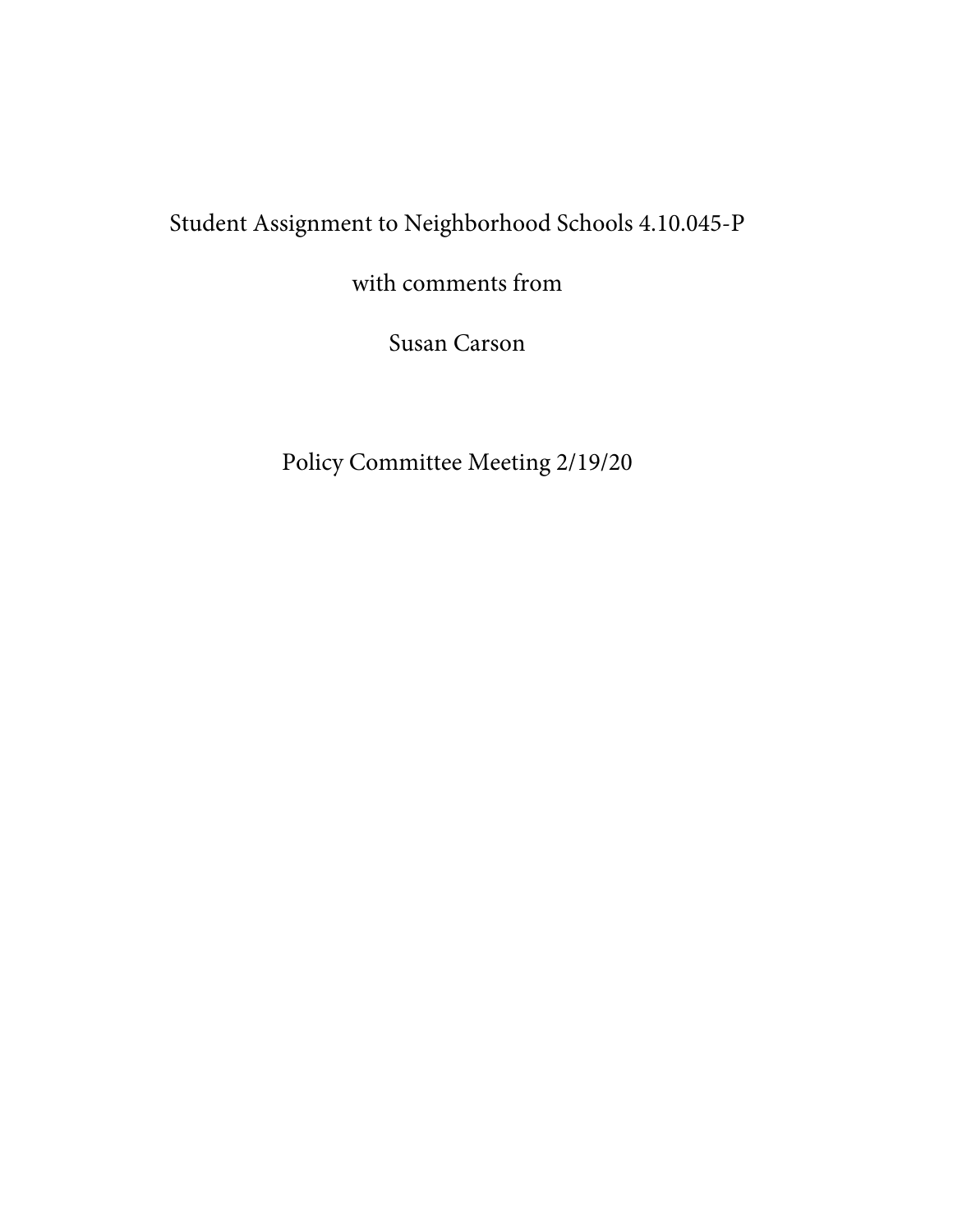# Student Assignment to Neighborhood Schools 4.10.045-P

with comments from

Susan Carson

Policy Committee Meeting 2/19/20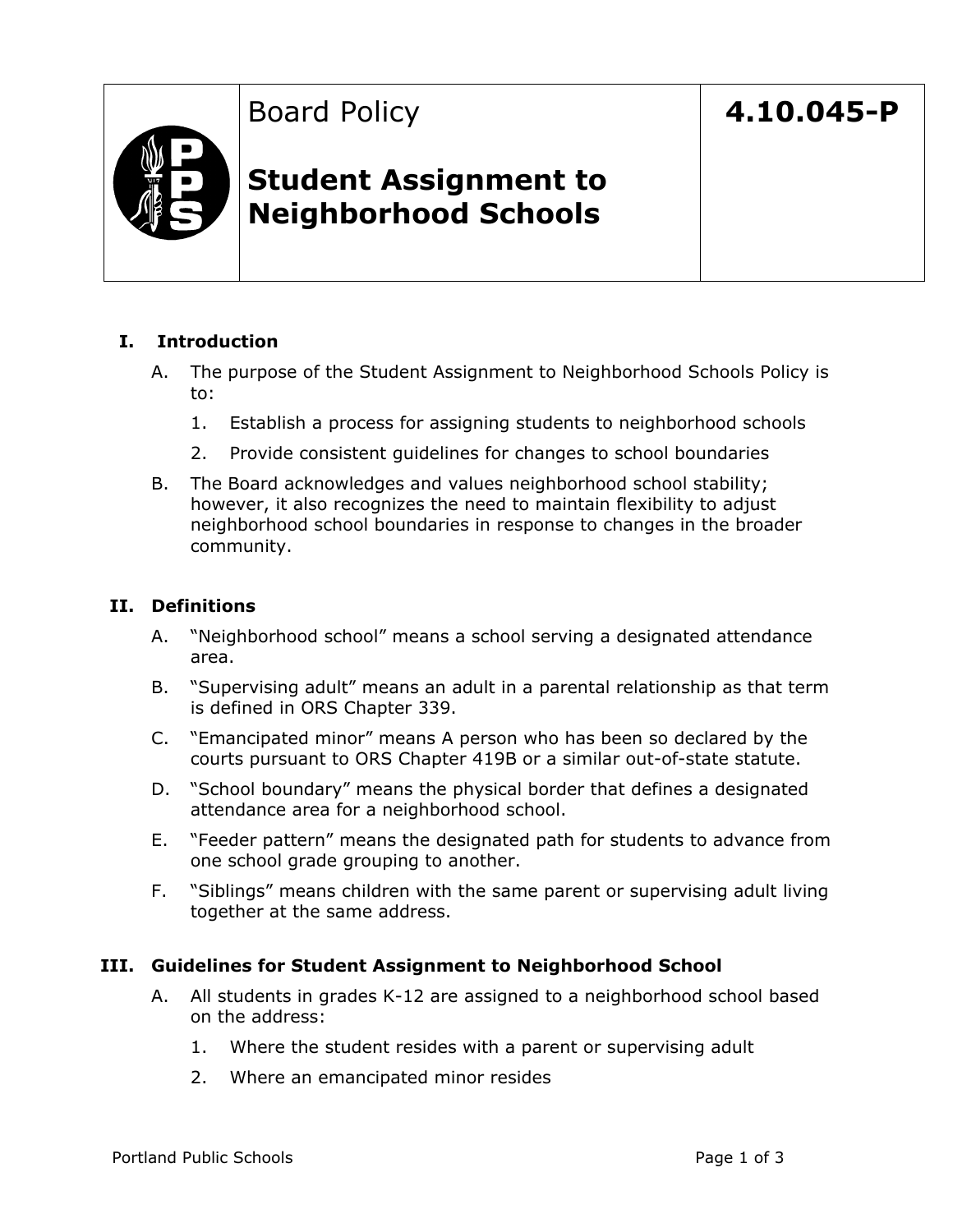| | Board Policy<br><br>**Student Assignment to Neighborhood Schools** | **4.10.045-P** |
|---|---|---|

## I. Introduction

A. The purpose of the Student Assignment to Neighborhood Schools Policy is to:

1. Establish a process for assigning students to neighborhood schools
2. Provide consistent guidelines for changes to school boundaries

B. The Board acknowledges and values neighborhood school stability; however, it also recognizes the need to maintain flexibility to adjust neighborhood school boundaries in response to changes in the broader community.

## II. Definitions

A. "Neighborhood school" means a school serving a designated attendance area.

B. "Supervising adult" means an adult in a parental relationship as that term is defined in ORS Chapter 339.

C. "Emancipated minor" means A person who has been so declared by the courts pursuant to ORS Chapter 419B or a similar out-of-state statute.

D. "School boundary" means the physical border that defines a designated attendance area for a neighborhood school.

E. "Feeder pattern" means the designated path for students to advance from one school grade grouping to another.

F. "Siblings" means children with the same parent or supervising adult living together at the same address.

## III. Guidelines for Student Assignment to Neighborhood School

A. All students in grades K-12 are assigned to a neighborhood school based on the address:

1. Where the student resides with a parent or supervising adult
2. Where an emancipated minor resides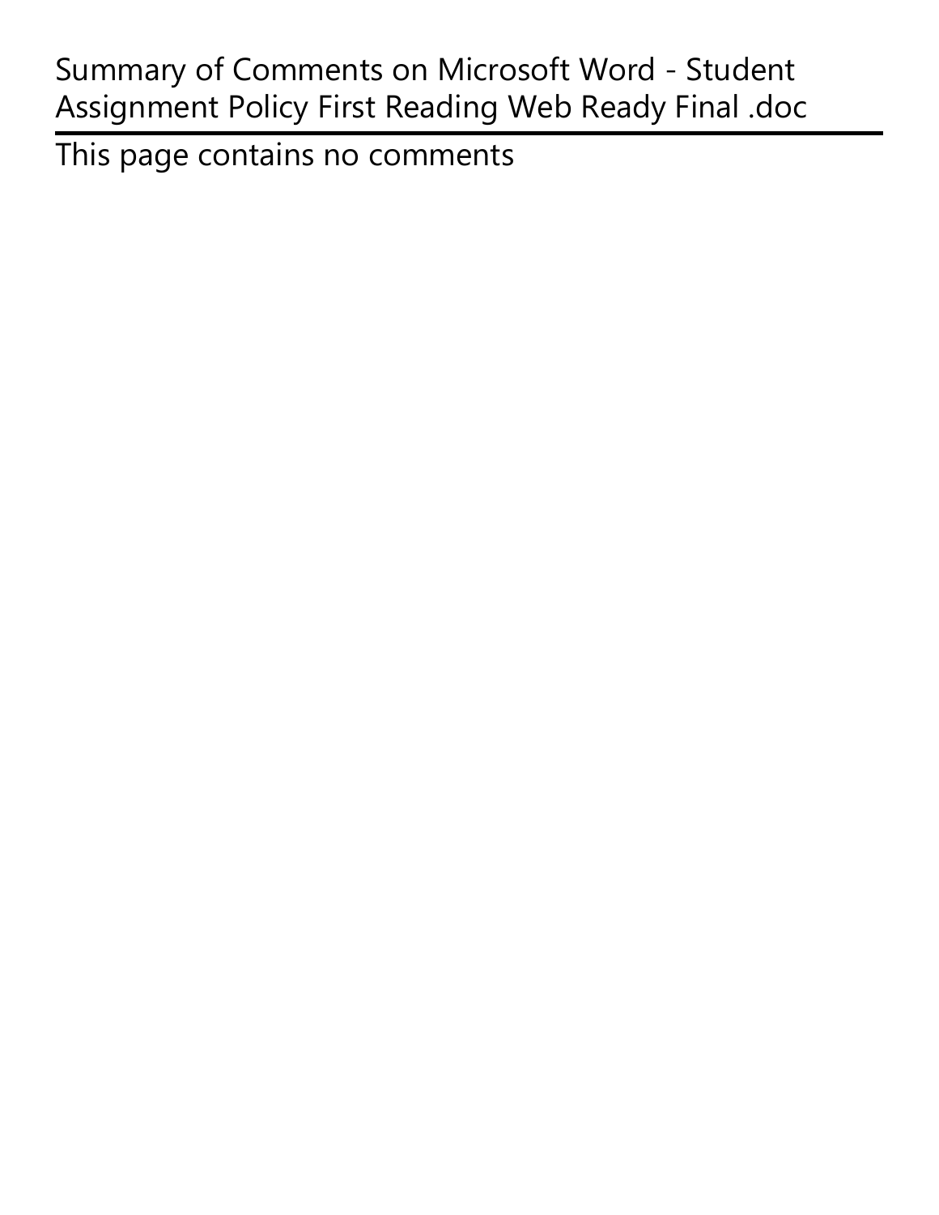# Summary of Comments on Microsoft Word - Student Assignment Policy First Reading Web Ready Final .doc

This page contains no comments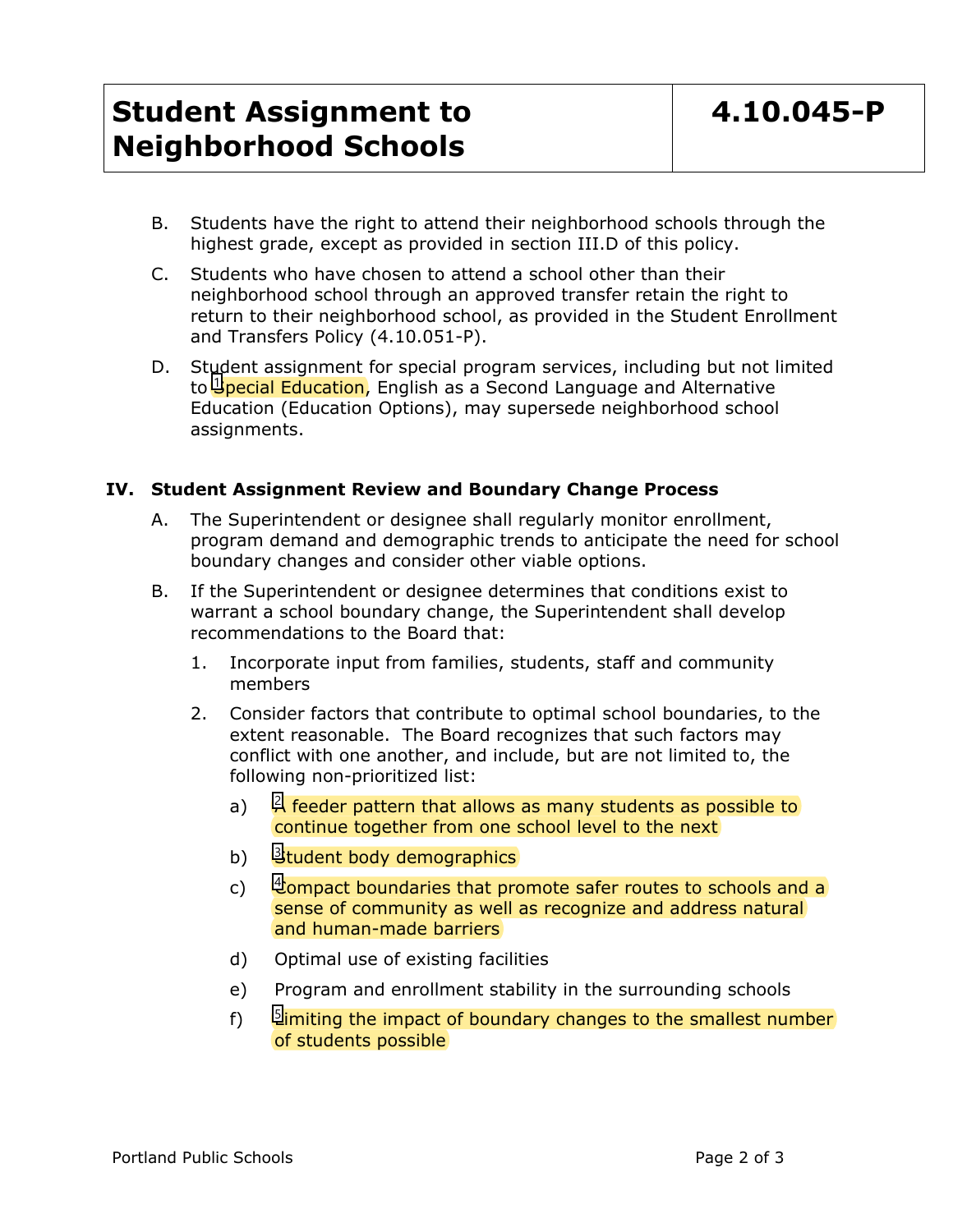B. Students have the right to attend their neighborhood schools through the highest grade, except as provided in section III.D of this policy.

C. Students who have chosen to attend a school other than their neighborhood school through an approved transfer retain the right to return to their neighborhood school, as provided in the Student Enrollment and Transfers Policy (4.10.051-P).

D. Student assignment for special program services, including but not limited to Special Education, English as a Second Language and Alternative Education (Education Options), may supersede neighborhood school assignments.

**IV. Student Assignment Review and Boundary Change Process**

A. The Superintendent or designee shall regularly monitor enrollment, program demand and demographic trends to anticipate the need for school boundary changes and consider other viable options.

B. If the Superintendent or designee determines that conditions exist to warrant a school boundary change, the Superintendent shall develop recommendations to the Board that:

1. Incorporate input from families, students, staff and community members

2. Consider factors that contribute to optimal school boundaries, to the extent reasonable. The Board recognizes that such factors may conflict with one another, and include, but are not limited to, the following non-prioritized list:

   a) A feeder pattern that allows as many students as possible to continue together from one school level to the next

   b) Student body demographics

   c) Compact boundaries that promote safer routes to schools and a sense of community as well as recognize and address natural and human-made barriers

   d) Optimal use of existing facilities

   e) Program and enrollment stability in the surrounding schools

   f) Limiting the impact of boundary changes to the smallest number of students possible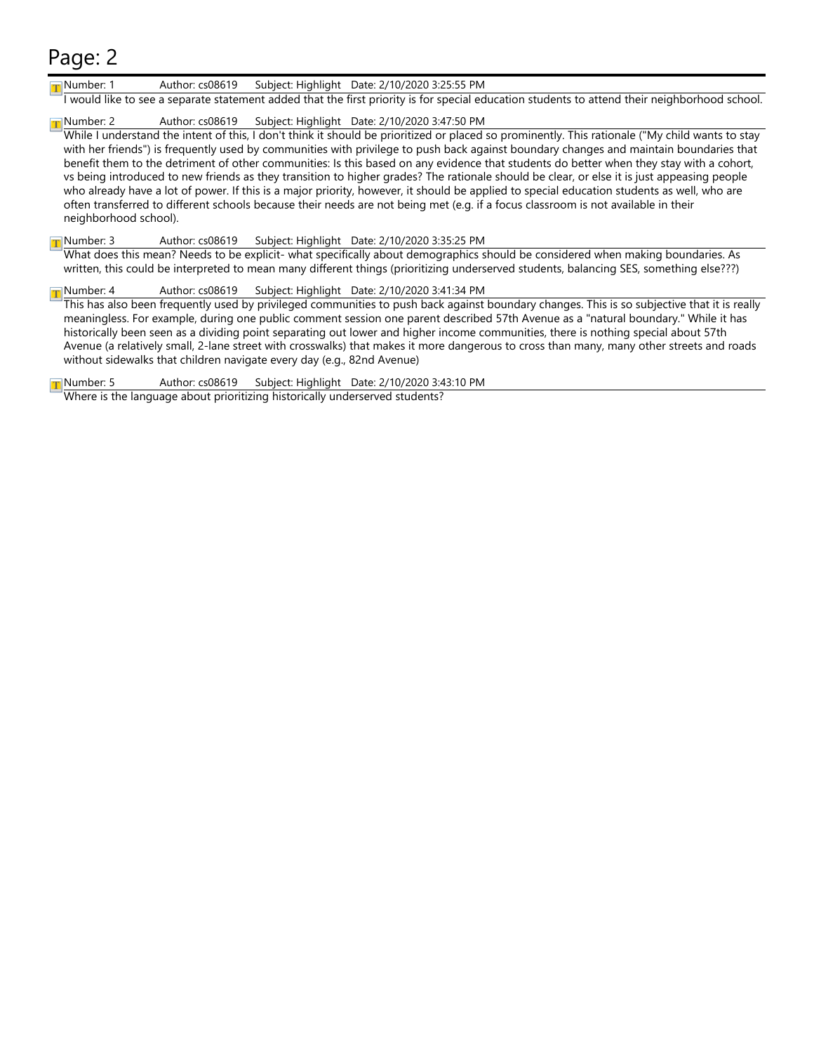# Page: 2

Number: 1 Author: cs08619 Subject: Highlight Date: 2/10/2020 3:25:55 PM

I would like to see a separate statement added that the first priority is for special education students to attend their neighborhood school.

Number: 2 Author: cs08619 Subject: Highlight Date: 2/10/2020 3:47:50 PM

While I understand the intent of this, I don't think it should be prioritized or placed so prominently. This rationale ("My child wants to stay with her friends") is frequently used by communities with privilege to push back against boundary changes and maintain boundaries that benefit them to the detriment of other communities: Is this based on any evidence that students do better when they stay with a cohort, vs being introduced to new friends as they transition to higher grades? The rationale should be clear, or else it is just appeasing people who already have a lot of power. If this is a major priority, however, it should be applied to special education students as well, who are often transferred to different schools because their needs are not being met (e.g. if a focus classroom is not available in their neighborhood school).

Number: 3 Author: cs08619 Subject: Highlight Date: 2/10/2020 3:35:25 PM

What does this mean? Needs to be explicit- what specifically about demographics should be considered when making boundaries. As written, this could be interpreted to mean many different things (prioritizing underserved students, balancing SES, something else???)

Number: 4 Author: cs08619 Subject: Highlight Date: 2/10/2020 3:41:34 PM

This has also been frequently used by privileged communities to push back against boundary changes. This is so subjective that it is really meaningless. For example, during one public comment session one parent described 57th Avenue as a "natural boundary." While it has historically been seen as a dividing point separating out lower and higher income communities, there is nothing special about 57th Avenue (a relatively small, 2-lane street with crosswalks) that makes it more dangerous to cross than many, many other streets and roads without sidewalks that children navigate every day (e.g., 82nd Avenue)

Number: 5 Author: cs08619 Subject: Highlight Date: 2/10/2020 3:43:10 PM

Where is the language about prioritizing historically underserved students?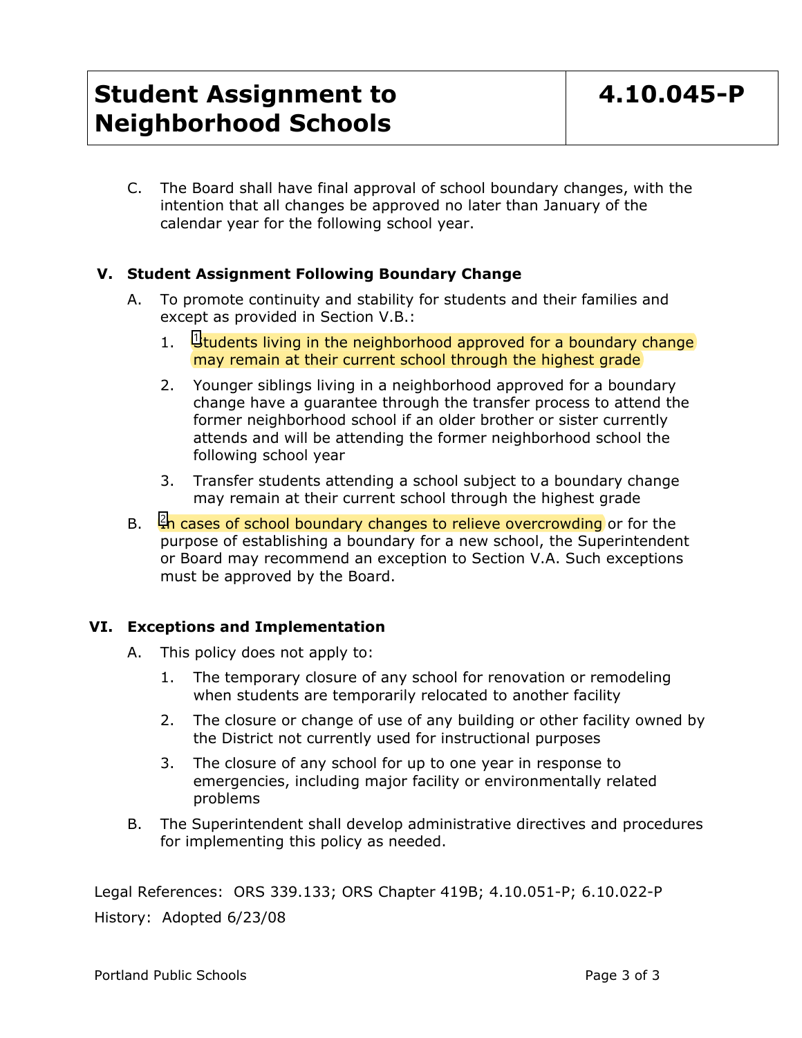C. The Board shall have final approval of school boundary changes, with the intention that all changes be approved no later than January of the calendar year for the following school year.

## V. Student Assignment Following Boundary Change

A. To promote continuity and stability for students and their families and except as provided in Section V.B.:

1. [1]Students living in the neighborhood approved for a boundary change may remain at their current school through the highest grade

2. Younger siblings living in a neighborhood approved for a boundary change have a guarantee through the transfer process to attend the former neighborhood school if an older brother or sister currently attends and will be attending the former neighborhood school the following school year

3. Transfer students attending a school subject to a boundary change may remain at their current school through the highest grade

B. [2]In cases of school boundary changes to relieve overcrowding or for the purpose of establishing a boundary for a new school, the Superintendent or Board may recommend an exception to Section V.A. Such exceptions must be approved by the Board.

## VI. Exceptions and Implementation

A. This policy does not apply to:

1. The temporary closure of any school for renovation or remodeling when students are temporarily relocated to another facility

2. The closure or change of use of any building or other facility owned by the District not currently used for instructional purposes

3. The closure of any school for up to one year in response to emergencies, including major facility or environmentally related problems

B. The Superintendent shall develop administrative directives and procedures for implementing this policy as needed.

Legal References: ORS 339.133; ORS Chapter 419B; 4.10.051-P; 6.10.022-P

History: Adopted 6/23/08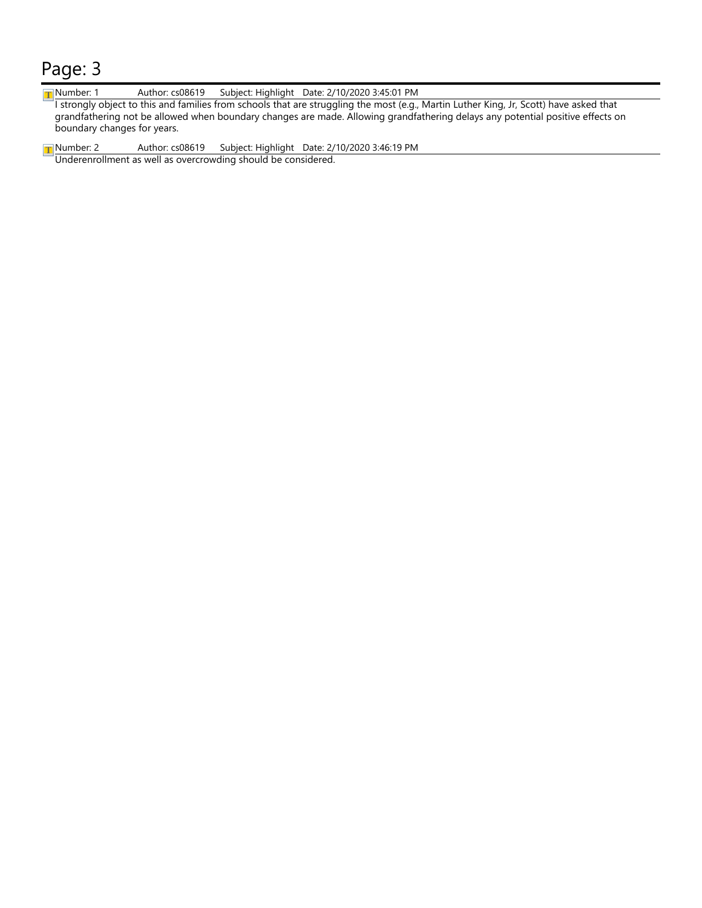# Page: 3

Number: 1 Author: cs08619 Subject: Highlight Date: 2/10/2020 3:45:01 PM

I strongly object to this and families from schools that are struggling the most (e.g., Martin Luther King, Jr, Scott) have asked that grandfathering not be allowed when boundary changes are made. Allowing grandfathering delays any potential positive effects on boundary changes for years.

Number: 2 Author: cs08619 Subject: Highlight Date: 2/10/2020 3:46:19 PM

Underenrollment as well as overcrowding should be considered.